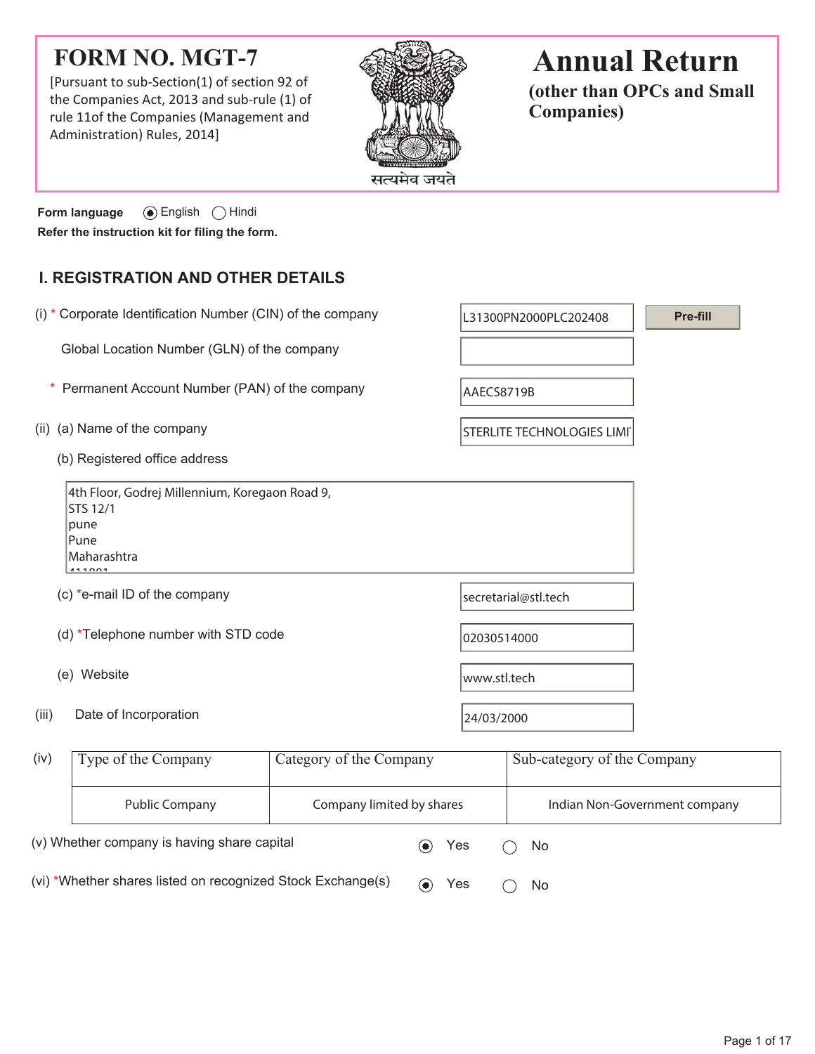# FORM NO. MGT-7

[Pursuant to sub-Section(1) of section 92 of the Companies Act, 2013 and sub-rule (1) of rule 11of the Companies (Management and Administration) Rules, 2014]

सत्यमेव जयते

# Annual Return

## (other than OPCs and Small Companies)

**Form language** ◉ English ◯ Hindi

**Refer the instruction kit for filing the form.**

## I. REGISTRATION AND OTHER DETAILS

(i) * Corporate Identification Number (CIN) of the company: L31300PN2000PLC202408 [Pre-fill]

Global Location Number (GLN) of the company:

* Permanent Account Number (PAN) of the company: AAECS8719B

(ii) (a) Name of the company: STERLITE TECHNOLOGIES LIMI

(b) Registered office address

4th Floor, Godrej Millennium, Koregaon Road 9,
STS 12/1
pune
Pune
Maharashtra
411001

(c) *e-mail ID of the company: secretarial@stl.tech

(d) *Telephone number with STD code: 02030514000

(e) Website: www.stl.tech

(iii) Date of Incorporation: 24/03/2000

(iv)

| Type of the Company | Category of the Company | Sub-category of the Company |
|---|---|---|
| Public Company | Company limited by shares | Indian Non-Government company |

(v) Whether company is having share capital ◉ Yes ◯ No

(vi) *Whether shares listed on recognized Stock Exchange(s) ◉ Yes ◯ No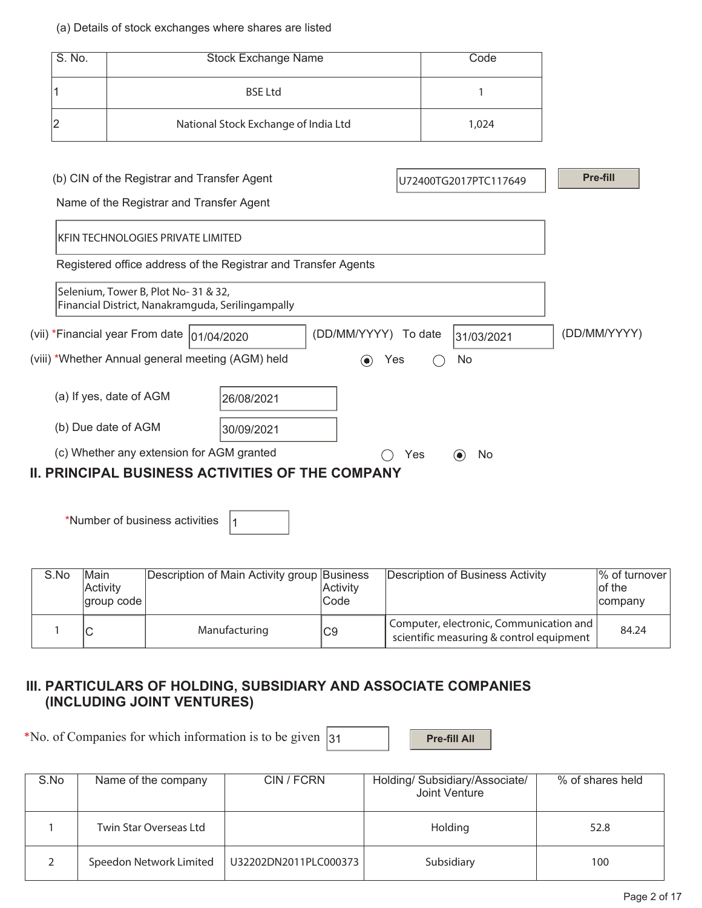(a) Details of stock exchanges where shares are listed

| S. No. | Stock Exchange Name | Code |
|---|---|---|
| 1 | BSE Ltd | 1 |
| 2 | National Stock Exchange of India Ltd | 1,024 |

(b) CIN of the Registrar and Transfer Agent: U72400TG2017PTC117649 **Pre-fill**

Name of the Registrar and Transfer Agent

KFIN TECHNOLOGIES PRIVATE LIMITED

Registered office address of the Registrar and Transfer Agents

Selenium, Tower B, Plot No- 31 & 32,
Financial District, Nanakramguda, Serilingampally

(vii) *Financial year From date 01/04/2020 (DD/MM/YYYY) To date 31/03/2021 (DD/MM/YYYY)

(viii) *Whether Annual general meeting (AGM) held ◉ Yes ◯ No

(a) If yes, date of AGM 26/08/2021

(b) Due date of AGM 30/09/2021

(c) Whether any extension for AGM granted ◯ Yes ◉ No

## II. PRINCIPAL BUSINESS ACTIVITIES OF THE COMPANY

*Number of business activities 1

| S.No | Main Activity group code | Description of Main Activity group | Business Activity Code | Description of Business Activity | % of turnover of the company |
|---|---|---|---|---|---|
| 1 | C | Manufacturing | C9 | Computer, electronic, Communication and scientific measuring & control equipment | 84.24 |

## III. PARTICULARS OF HOLDING, SUBSIDIARY AND ASSOCIATE COMPANIES (INCLUDING JOINT VENTURES)

*No. of Companies for which information is to be given 31 **Pre-fill All**

| S.No | Name of the company | CIN / FCRN | Holding/ Subsidiary/Associate/ Joint Venture | % of shares held |
|---|---|---|---|---|
| 1 | Twin Star Overseas Ltd | | Holding | 52.8 |
| 2 | Speedon Network Limited | U32202DN2011PLC000373 | Subsidiary | 100 |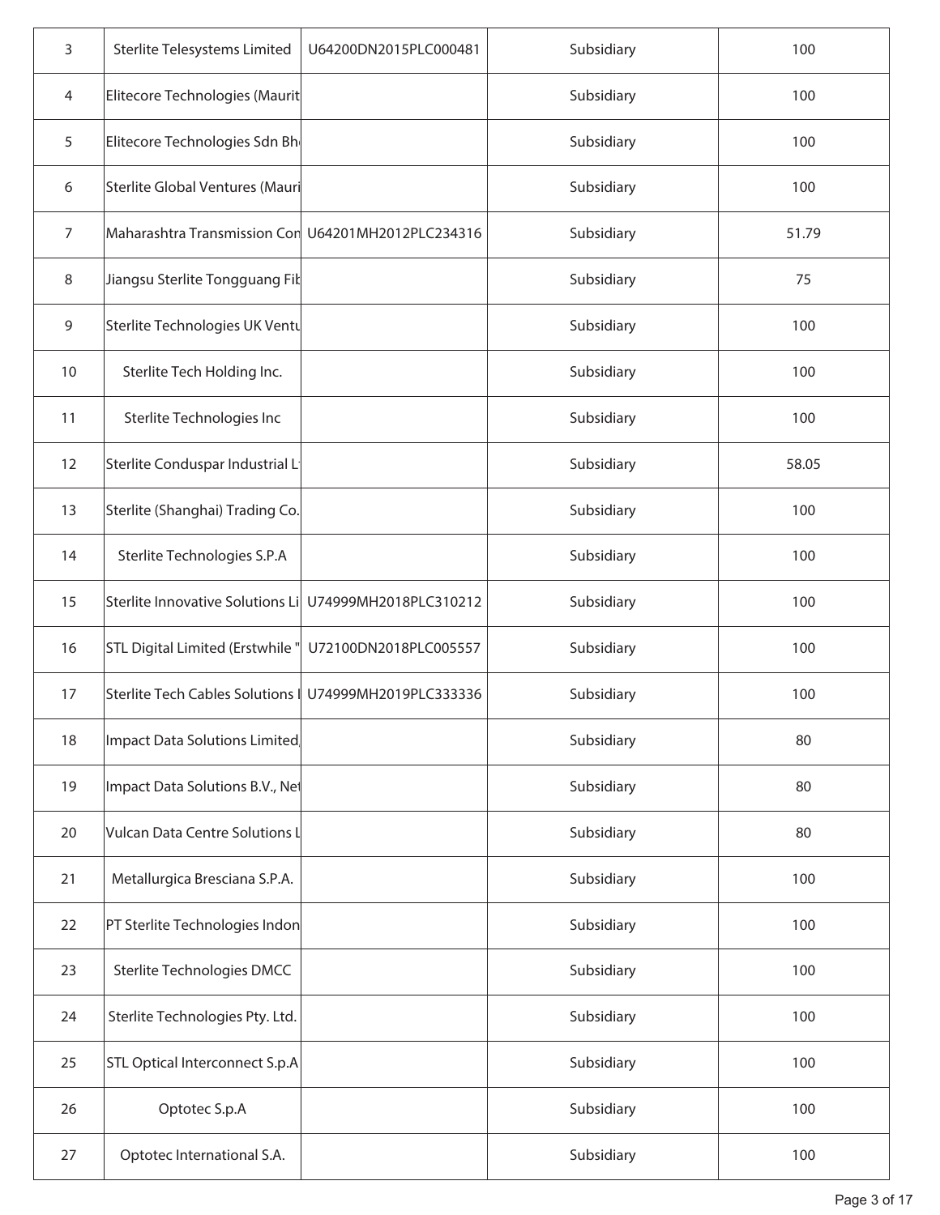| 3 | Sterlite Telesystems Limited | U64200DN2015PLC000481 | Subsidiary | 100 |
|---|---|---|---|---|
| 4 | Elitecore Technologies (Maurit | | Subsidiary | 100 |
| 5 | Elitecore Technologies Sdn Bh | | Subsidiary | 100 |
| 6 | Sterlite Global Ventures (Mauri | | Subsidiary | 100 |
| 7 | Maharashtra Transmission Con | U64201MH2012PLC234316 | Subsidiary | 51.79 |
| 8 | Jiangsu Sterlite Tongguang Fib | | Subsidiary | 75 |
| 9 | Sterlite Technologies UK Ventu | | Subsidiary | 100 |
| 10 | Sterlite Tech Holding Inc. | | Subsidiary | 100 |
| 11 | Sterlite Technologies Inc | | Subsidiary | 100 |
| 12 | Sterlite Conduspar Industrial L | | Subsidiary | 58.05 |
| 13 | Sterlite (Shanghai) Trading Co. | | Subsidiary | 100 |
| 14 | Sterlite Technologies S.P.A | | Subsidiary | 100 |
| 15 | Sterlite Innovative Solutions Li | U74999MH2018PLC310212 | Subsidiary | 100 |
| 16 | STL Digital Limited (Erstwhile " | U72100DN2018PLC005557 | Subsidiary | 100 |
| 17 | Sterlite Tech Cables Solutions I | U74999MH2019PLC333336 | Subsidiary | 100 |
| 18 | Impact Data Solutions Limited, | | Subsidiary | 80 |
| 19 | Impact Data Solutions B.V., Net | | Subsidiary | 80 |
| 20 | Vulcan Data Centre Solutions L | | Subsidiary | 80 |
| 21 | Metallurgica Bresciana S.P.A. | | Subsidiary | 100 |
| 22 | PT Sterlite Technologies Indon | | Subsidiary | 100 |
| 23 | Sterlite Technologies DMCC | | Subsidiary | 100 |
| 24 | Sterlite Technologies Pty. Ltd. | | Subsidiary | 100 |
| 25 | STL Optical Interconnect S.p.A | | Subsidiary | 100 |
| 26 | Optotec S.p.A | | Subsidiary | 100 |
| 27 | Optotec International S.A. | | Subsidiary | 100 |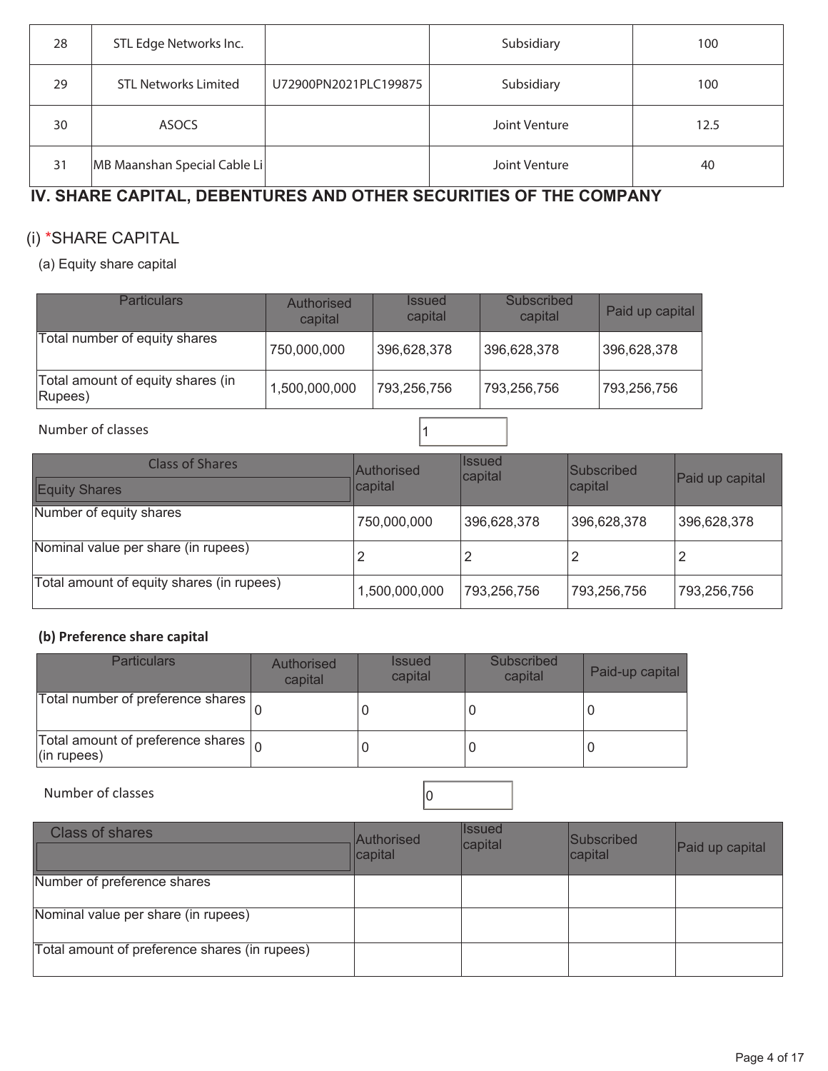| 28 | STL Edge Networks Inc. | | Subsidiary | 100 |
|---|---|---|---|---|
| 29 | STL Networks Limited | U72900PN2021PLC199875 | Subsidiary | 100 |
| 30 | ASOCS | | Joint Venture | 12.5 |
| 31 | MB Maanshan Special Cable Li | | Joint Venture | 40 |

## IV. SHARE CAPITAL, DEBENTURES AND OTHER SECURITIES OF THE COMPANY

### (i) *SHARE CAPITAL

(a) Equity share capital

| Particulars | Authorised capital | Issued capital | Subscribed capital | Paid up capital |
|---|---|---|---|---|
| Total number of equity shares | 750,000,000 | 396,628,378 | 396,628,378 | 396,628,378 |
| Total amount of equity shares (in Rupees) | 1,500,000,000 | 793,256,756 | 793,256,756 | 793,256,756 |

Number of classes: 1

| Class of Shares<br>Equity Shares | Authorised capital | Issued capital | Subscribed capital | Paid up capital |
|---|---|---|---|---|
| Number of equity shares | 750,000,000 | 396,628,378 | 396,628,378 | 396,628,378 |
| Nominal value per share (in rupees) | 2 | 2 | 2 | 2 |
| Total amount of equity shares (in rupees) | 1,500,000,000 | 793,256,756 | 793,256,756 | 793,256,756 |

**(b) Preference share capital**

| Particulars | Authorised capital | Issued capital | Subscribed capital | Paid-up capital |
|---|---|---|---|---|
| Total number of preference shares | 0 | 0 | 0 | 0 |
| Total amount of preference shares (in rupees) | 0 | 0 | 0 | 0 |

Number of classes: 0

| Class of shares | Authorised capital | Issued capital | Subscribed capital | Paid up capital |
|---|---|---|---|---|
| Number of preference shares | | | | |
| Nominal value per share (in rupees) | | | | |
| Total amount of preference shares (in rupees) | | | | |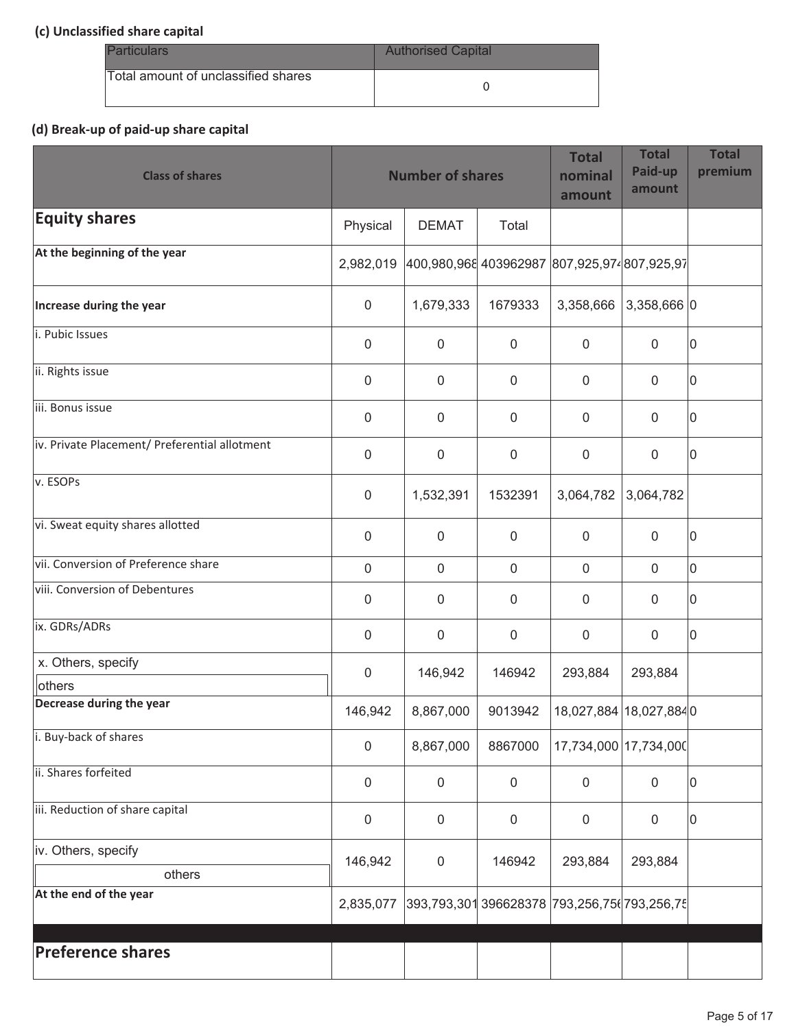**(c) Unclassified share capital**

| Particulars | Authorised Capital |
|---|---|
| Total amount of unclassified shares | 0 |

**(d) Break-up of paid-up share capital**

| Class of shares | Number of shares | | | Total nominal amount | Total Paid-up amount | Total premium |
|---|---|---|---|---|---|---|
| **Equity shares** | Physical | DEMAT | Total | | | |
| **At the beginning of the year** | 2,982,019 | 400,980,968 | 403962987 | 807,925,974 | 807,925,97 | |
| **Increase during the year** | 0 | 1,679,333 | 1679333 | 3,358,666 | 3,358,666 | 0 |
| i. Pubic Issues | 0 | 0 | 0 | 0 | 0 | 0 |
| ii. Rights issue | 0 | 0 | 0 | 0 | 0 | 0 |
| iii. Bonus issue | 0 | 0 | 0 | 0 | 0 | 0 |
| iv. Private Placement/ Preferential allotment | 0 | 0 | 0 | 0 | 0 | 0 |
| v. ESOPs | 0 | 1,532,391 | 1532391 | 3,064,782 | 3,064,782 | |
| vi. Sweat equity shares allotted | 0 | 0 | 0 | 0 | 0 | 0 |
| vii. Conversion of Preference share | 0 | 0 | 0 | 0 | 0 | 0 |
| viii. Conversion of Debentures | 0 | 0 | 0 | 0 | 0 | 0 |
| ix. GDRs/ADRs | 0 | 0 | 0 | 0 | 0 | 0 |
| x. Others, specify<br>others | 0 | 146,942 | 146942 | 293,884 | 293,884 | |
| **Decrease during the year** | 146,942 | 8,867,000 | 9013942 | 18,027,884 | 18,027,884 | 0 |
| i. Buy-back of shares | 0 | 8,867,000 | 8867000 | 17,734,000 | 17,734,000 | |
| ii. Shares forfeited | 0 | 0 | 0 | 0 | 0 | 0 |
| iii. Reduction of share capital | 0 | 0 | 0 | 0 | 0 | 0 |
| iv. Others, specify<br>others | 146,942 | 0 | 146942 | 293,884 | 293,884 | |
| **At the end of the year** | 2,835,077 | 393,793,301 | 396628378 | 793,256,756 | 793,256,75 | |
| **Preference shares** | | | | | | |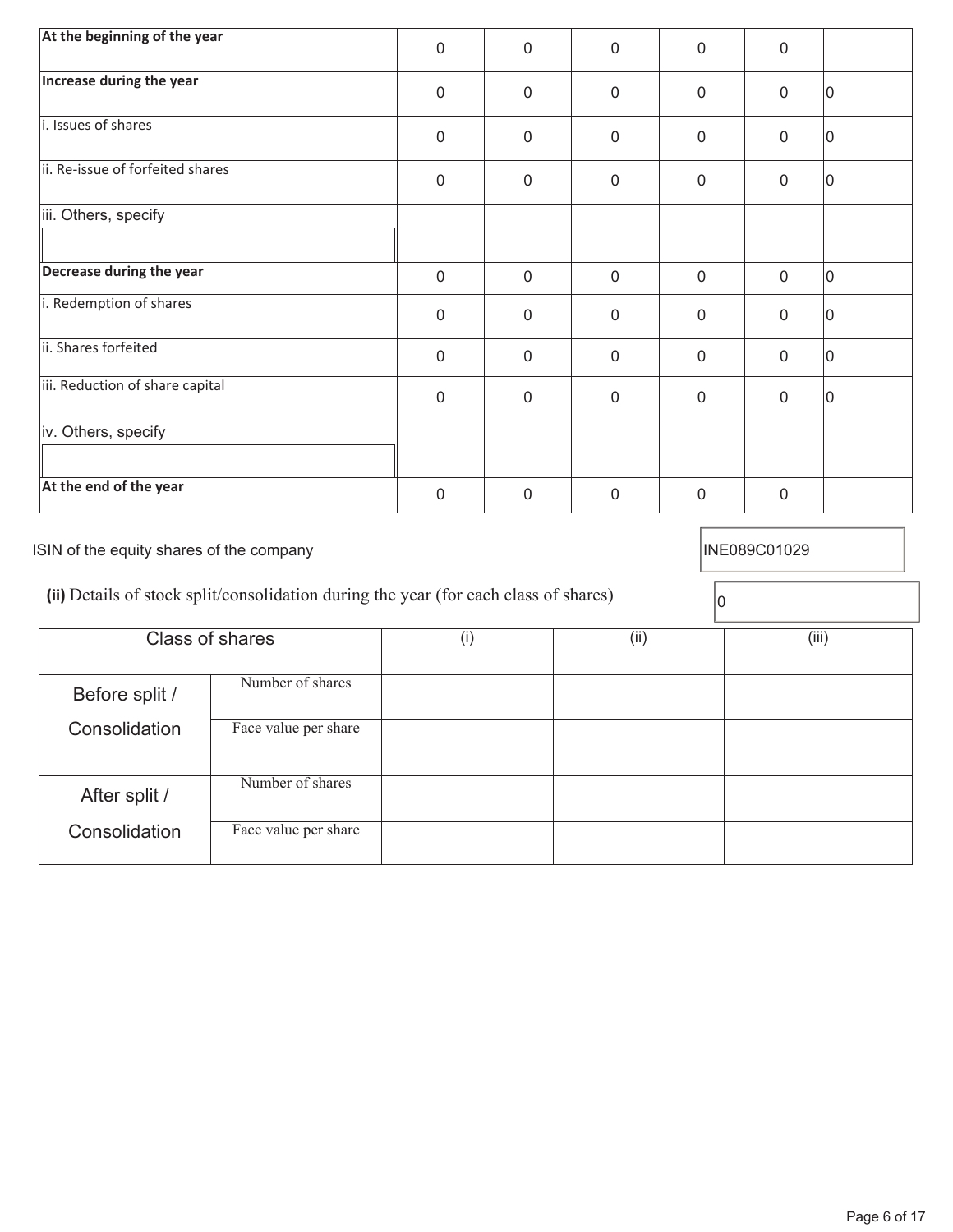| | | | | | | |
|---|---|---|---|---|---|---|
| **At the beginning of the year** | 0 | 0 | 0 | 0 | 0 | |
| **Increase during the year** | 0 | 0 | 0 | 0 | 0 | 0 |
| i. Issues of shares | 0 | 0 | 0 | 0 | 0 | 0 |
| ii. Re-issue of forfeited shares | 0 | 0 | 0 | 0 | 0 | 0 |
| iii. Others, specify | | | | | | |
| **Decrease during the year** | 0 | 0 | 0 | 0 | 0 | 0 |
| i. Redemption of shares | 0 | 0 | 0 | 0 | 0 | 0 |
| ii. Shares forfeited | 0 | 0 | 0 | 0 | 0 | 0 |
| iii. Reduction of share capital | 0 | 0 | 0 | 0 | 0 | 0 |
| iv. Others, specify | | | | | | |
| **At the end of the year** | 0 | 0 | 0 | 0 | 0 | |

ISIN of the equity shares of the company: INE089C01029

**(ii)** Details of stock split/consolidation during the year (for each class of shares): 0

| Class of shares | | (i) | (ii) | (iii) |
|---|---|---|---|---|
| Before split / Consolidation | Number of shares | | | |
| | Face value per share | | | |
| After split / Consolidation | Number of shares | | | |
| | Face value per share | | | |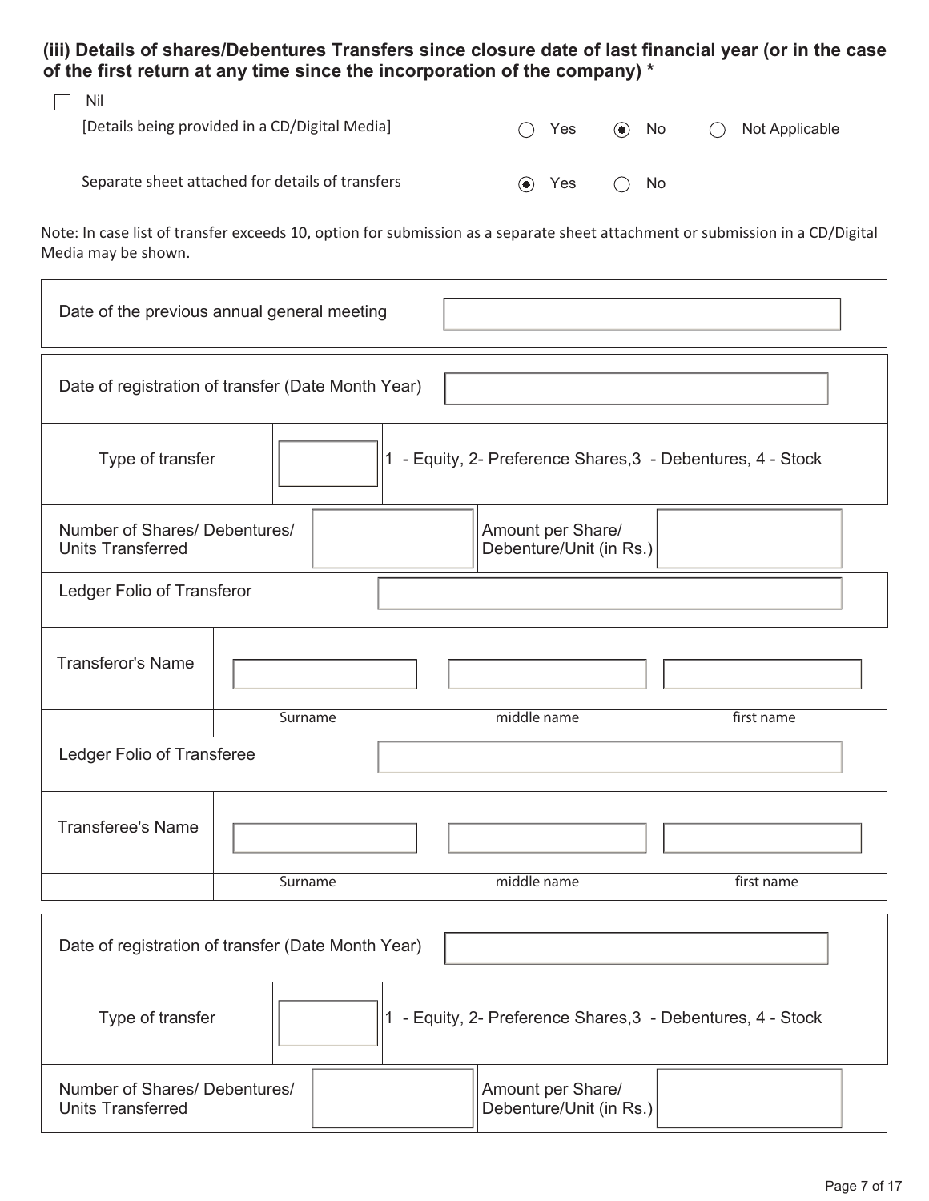### (iii) Details of shares/Debentures Transfers since closure date of last financial year (or in the case of the first return at any time since the incorporation of the company) *

☐ Nil

[Details being provided in a CD/Digital Media] ○ Yes ◉ No ○ Not Applicable

Separate sheet attached for details of transfers ◉ Yes ○ No

Note: In case list of transfer exceeds 10, option for submission as a separate sheet attachment or submission in a CD/Digital Media may be shown.

| Date of the previous annual general meeting | |
|---|---|

| Date of registration of transfer (Date Month Year) | | | |
|---|---|---|---|
| Type of transfer | | 1 - Equity, 2- Preference Shares,3 - Debentures, 4 - Stock | |
| Number of Shares/ Debentures/ Units Transferred | | Amount per Share/ Debenture/Unit (in Rs.) | |
| Ledger Folio of Transferor | | | |
| Transferor's Name | | | |
| | Surname | middle name | first name |
| Ledger Folio of Transferee | | | |
| Transferee's Name | | | |
| | Surname | middle name | first name |

| Date of registration of transfer (Date Month Year) | | | |
|---|---|---|---|
| Type of transfer | | 1 - Equity, 2- Preference Shares,3 - Debentures, 4 - Stock | |
| Number of Shares/ Debentures/ Units Transferred | | Amount per Share/ Debenture/Unit (in Rs.) | |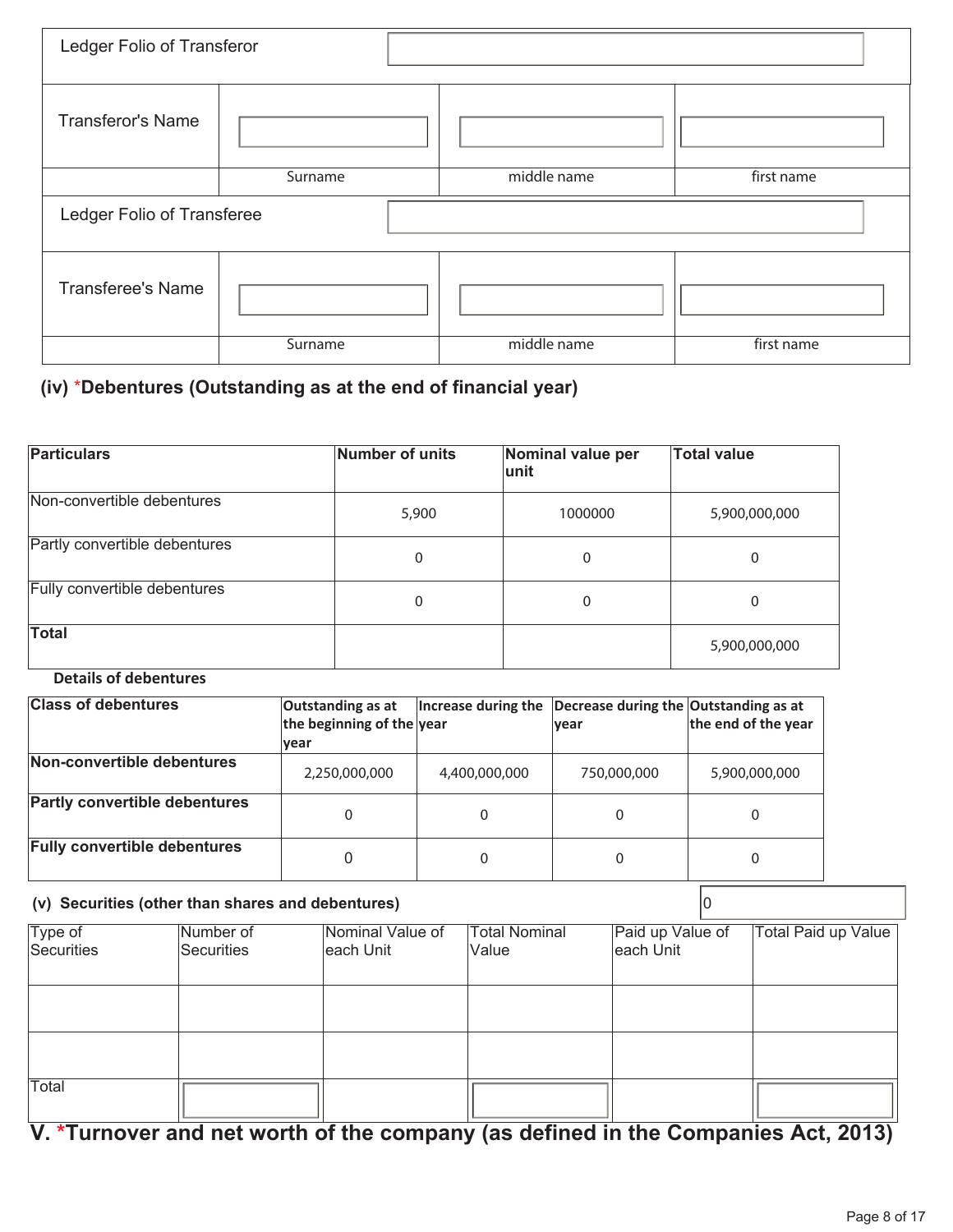| Ledger Folio of Transferor | | | |
|---|---|---|---|
| Transferor's Name | | | |
| | Surname | middle name | first name |
| Ledger Folio of Transferee | | | |
| Transferee's Name | | | |
| | Surname | middle name | first name |

### (iv) *Debentures (Outstanding as at the end of financial year)

| Particulars | Number of units | Nominal value per unit | Total value |
|---|---|---|---|
| Non-convertible debentures | 5,900 | 1000000 | 5,900,000,000 |
| Partly convertible debentures | 0 | 0 | 0 |
| Fully convertible debentures | 0 | 0 | 0 |
| **Total** | | | 5,900,000,000 |

**Details of debentures**

| Class of debentures | Outstanding as at the beginning of the year | Increase during the year | Decrease during the year | Outstanding as at the end of the year |
|---|---|---|---|---|
| **Non-convertible debentures** | 2,250,000,000 | 4,400,000,000 | 750,000,000 | 5,900,000,000 |
| **Partly convertible debentures** | 0 | 0 | 0 | 0 |
| **Fully convertible debentures** | 0 | 0 | 0 | 0 |

### (v) Securities (other than shares and debentures)

0

| Type of Securities | Number of Securities | Nominal Value of each Unit | Total Nominal Value | Paid up Value of each Unit | Total Paid up Value |
|---|---|---|---|---|---|
| | | | | | |
| | | | | | |
| Total | | | | | |

## V. *Turnover and net worth of the company (as defined in the Companies Act, 2013)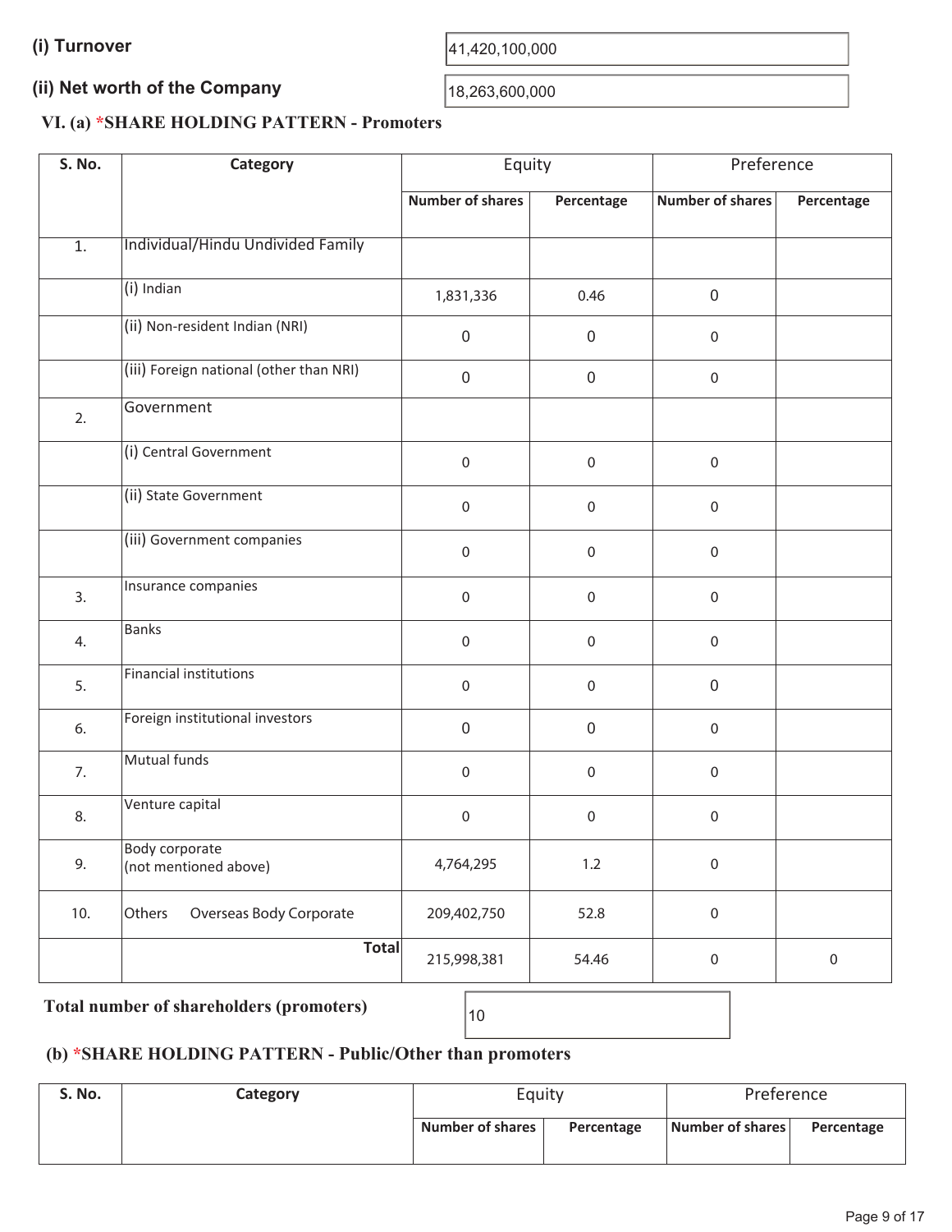**(i) Turnover** 41,420,100,000

**(ii) Net worth of the Company** 18,263,600,000

### VI. (a) *SHARE HOLDING PATTERN - Promoters

| S. No. | Category | Equity | | Preference | |
|---|---|---|---|---|---|
| | | Number of shares | Percentage | Number of shares | Percentage |
| 1. | Individual/Hindu Undivided Family | | | | |
| | (i) Indian | 1,831,336 | 0.46 | 0 | |
| | (ii) Non-resident Indian (NRI) | 0 | 0 | 0 | |
| | (iii) Foreign national (other than NRI) | 0 | 0 | 0 | |
| 2. | Government | | | | |
| | (i) Central Government | 0 | 0 | 0 | |
| | (ii) State Government | 0 | 0 | 0 | |
| | (iii) Government companies | 0 | 0 | 0 | |
| 3. | Insurance companies | 0 | 0 | 0 | |
| 4. | Banks | 0 | 0 | 0 | |
| 5. | Financial institutions | 0 | 0 | 0 | |
| 6. | Foreign institutional investors | 0 | 0 | 0 | |
| 7. | Mutual funds | 0 | 0 | 0 | |
| 8. | Venture capital | 0 | 0 | 0 | |
| 9. | Body corporate (not mentioned above) | 4,764,295 | 1.2 | 0 | |
| 10. | Others Overseas Body Corporate | 209,402,750 | 52.8 | 0 | |
| | **Total** | 215,998,381 | 54.46 | 0 | 0 |

**Total number of shareholders (promoters)** 10

### (b) *SHARE HOLDING PATTERN - Public/Other than promoters

| S. No. | Category | Equity | | Preference | |
|---|---|---|---|---|---|
| | | Number of shares | Percentage | Number of shares | Percentage |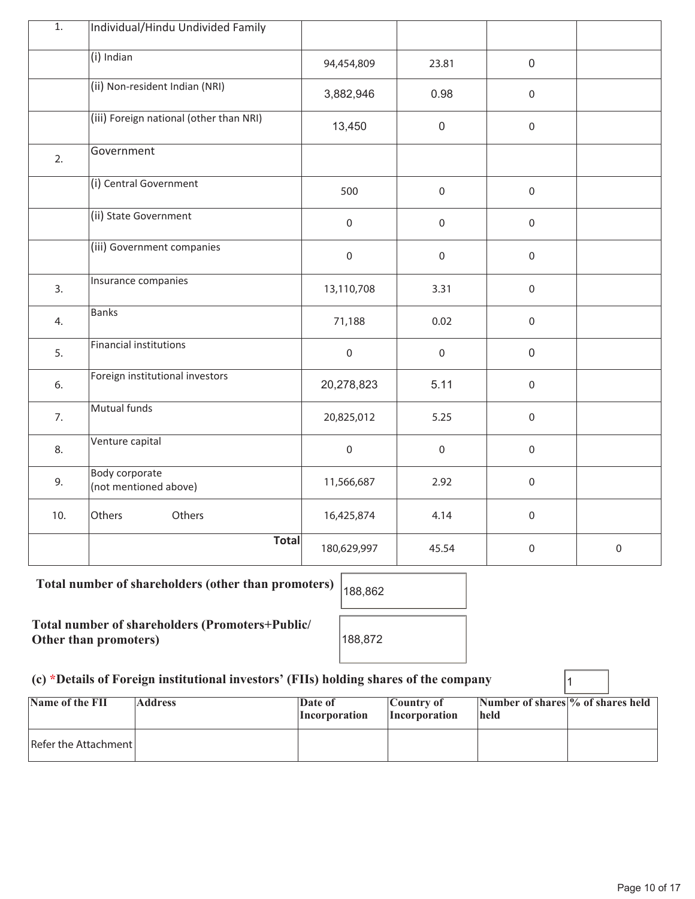| | | | | | |
|---|---|---|---|---|---|
| 1. | Individual/Hindu Undivided Family | | | | |
| | (i) Indian | 94,454,809 | 23.81 | 0 | |
| | (ii) Non-resident Indian (NRI) | 3,882,946 | 0.98 | 0 | |
| | (iii) Foreign national (other than NRI) | 13,450 | 0 | 0 | |
| 2. | Government | | | | |
| | (i) Central Government | 500 | 0 | 0 | |
| | (ii) State Government | 0 | 0 | 0 | |
| | (iii) Government companies | 0 | 0 | 0 | |
| 3. | Insurance companies | 13,110,708 | 3.31 | 0 | |
| 4. | Banks | 71,188 | 0.02 | 0 | |
| 5. | Financial institutions | 0 | 0 | 0 | |
| 6. | Foreign institutional investors | 20,278,823 | 5.11 | 0 | |
| 7. | Mutual funds | 20,825,012 | 5.25 | 0 | |
| 8. | Venture capital | 0 | 0 | 0 | |
| 9. | Body corporate (not mentioned above) | 11,566,687 | 2.92 | 0 | |
| 10. | Others Others | 16,425,874 | 4.14 | 0 | |
| | **Total** | 180,629,997 | 45.54 | 0 | 0 |

**Total number of shareholders (other than promoters)** 188,862

**Total number of shareholders (Promoters+Public/ Other than promoters)** 188,872

**(c) *Details of Foreign institutional investors' (FIIs) holding shares of the company** 1

| Name of the FII | Address | Date of Incorporation | Country of Incorporation | Number of shares held | % of shares held |
|---|---|---|---|---|---|
| Refer the Attachment | | | | | |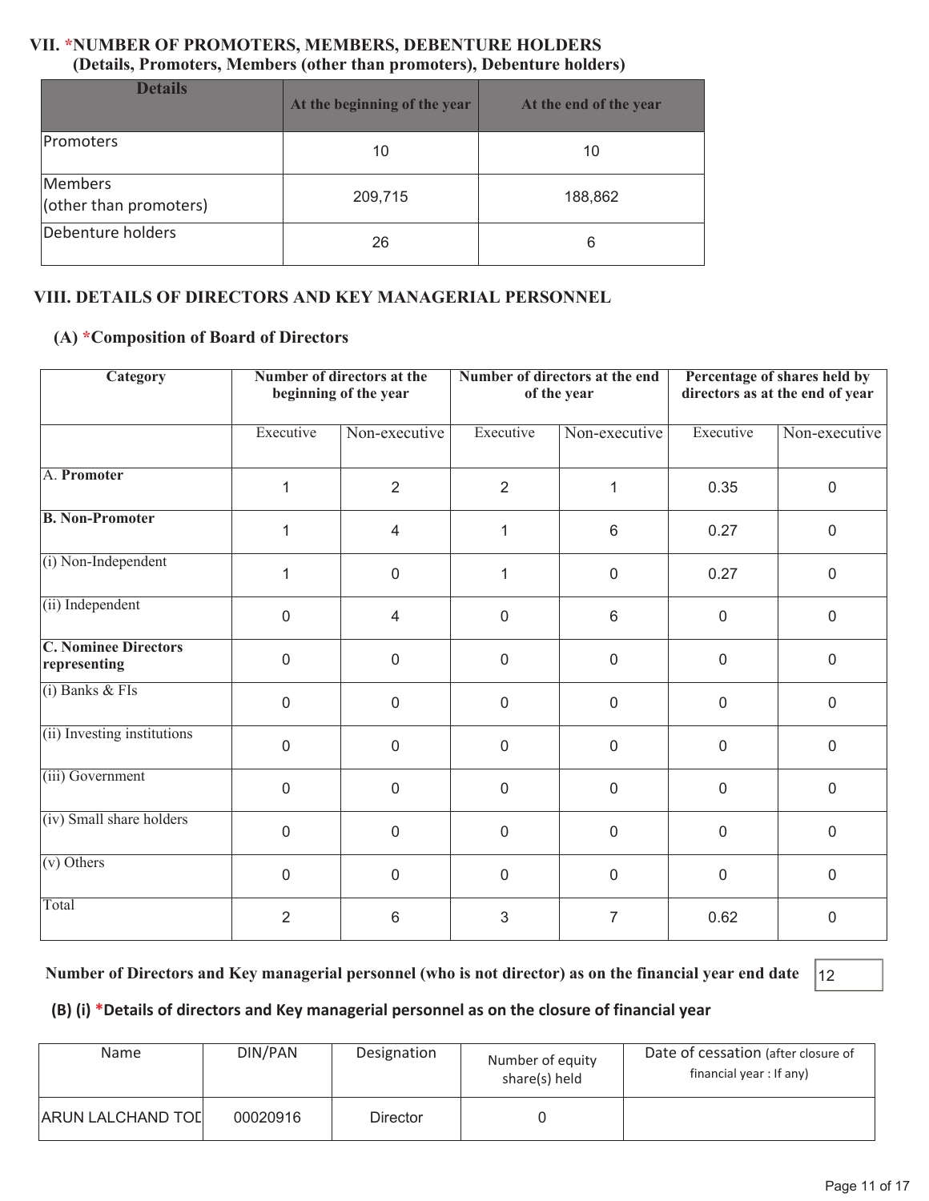## VII. *NUMBER OF PROMOTERS, MEMBERS, DEBENTURE HOLDERS
### (Details, Promoters, Members (other than promoters), Debenture holders)

| Details | At the beginning of the year | At the end of the year |
|---|---|---|
| Promoters | 10 | 10 |
| Members (other than promoters) | 209,715 | 188,862 |
| Debenture holders | 26 | 6 |

## VIII. DETAILS OF DIRECTORS AND KEY MANAGERIAL PERSONNEL

### (A) *Composition of Board of Directors

| Category | Number of directors at the beginning of the year | | Number of directors at the end of the year | | Percentage of shares held by directors as at the end of year | |
|---|---|---|---|---|---|---|
| | Executive | Non-executive | Executive | Non-executive | Executive | Non-executive |
| A. **Promoter** | 1 | 2 | 2 | 1 | 0.35 | 0 |
| **B. Non-Promoter** | 1 | 4 | 1 | 6 | 0.27 | 0 |
| (i) Non-Independent | 1 | 0 | 1 | 0 | 0.27 | 0 |
| (ii) Independent | 0 | 4 | 0 | 6 | 0 | 0 |
| **C. Nominee Directors representing** | 0 | 0 | 0 | 0 | 0 | 0 |
| (i) Banks & FIs | 0 | 0 | 0 | 0 | 0 | 0 |
| (ii) Investing institutions | 0 | 0 | 0 | 0 | 0 | 0 |
| (iii) Government | 0 | 0 | 0 | 0 | 0 | 0 |
| (iv) Small share holders | 0 | 0 | 0 | 0 | 0 | 0 |
| (v) Others | 0 | 0 | 0 | 0 | 0 | 0 |
| Total | 2 | 6 | 3 | 7 | 0.62 | 0 |

**Number of Directors and Key managerial personnel (who is not director) as on the financial year end date** 12

### (B) (i) *Details of directors and Key managerial personnel as on the closure of financial year

| Name | DIN/PAN | Designation | Number of equity share(s) held | Date of cessation (after closure of financial year : If any) |
|---|---|---|---|---|
| ARUN LALCHAND TOD | 00020916 | Director | 0 | |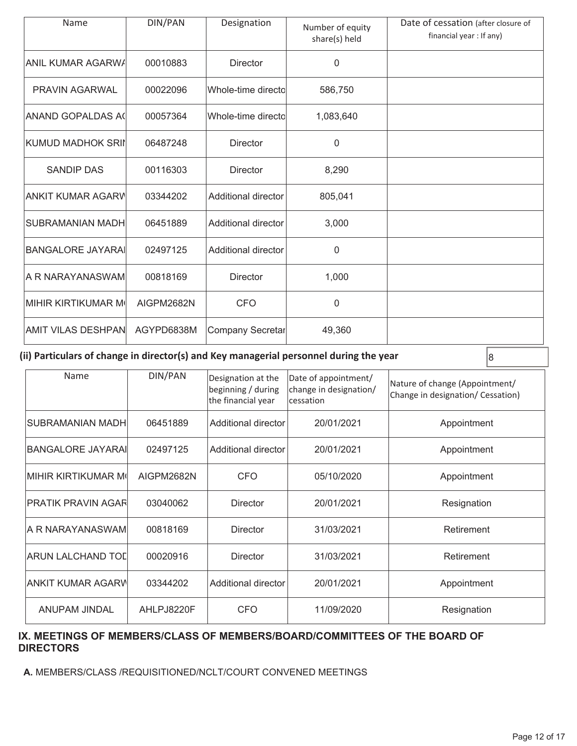| Name | DIN/PAN | Designation | Number of equity share(s) held | Date of cessation (after closure of financial year : If any) |
|---|---|---|---|---|
| ANIL KUMAR AGARWA | 00010883 | Director | 0 | |
| PRAVIN AGARWAL | 00022096 | Whole-time directo | 586,750 | |
| ANAND GOPALDAS A( | 00057364 | Whole-time directo | 1,083,640 | |
| KUMUD MADHOK SRIN | 06487248 | Director | 0 | |
| SANDIP DAS | 00116303 | Director | 8,290 | |
| ANKIT KUMAR AGARW | 03344202 | Additional director | 805,041 | |
| SUBRAMANIAN MADH | 06451889 | Additional director | 3,000 | |
| BANGALORE JAYARAI | 02497125 | Additional director | 0 | |
| A R NARAYANASWAM | 00818169 | Director | 1,000 | |
| MIHIR KIRTIKUMAR M( | AIGPM2682N | CFO | 0 | |
| AMIT VILAS DESHPAN | AGYPD6838M | Company Secretar | 49,360 | |

**(ii) Particulars of change in director(s) and Key managerial personnel during the year** 8

| Name | DIN/PAN | Designation at the beginning / during the financial year | Date of appointment/ change in designation/ cessation | Nature of change (Appointment/ Change in designation/ Cessation) |
|---|---|---|---|---|
| SUBRAMANIAN MADH | 06451889 | Additional director | 20/01/2021 | Appointment |
| BANGALORE JAYARAI | 02497125 | Additional director | 20/01/2021 | Appointment |
| MIHIR KIRTIKUMAR M( | AIGPM2682N | CFO | 05/10/2020 | Appointment |
| PRATIK PRAVIN AGAR | 03040062 | Director | 20/01/2021 | Resignation |
| A R NARAYANASWAM | 00818169 | Director | 31/03/2021 | Retirement |
| ARUN LALCHAND TOD | 00020916 | Director | 31/03/2021 | Retirement |
| ANKIT KUMAR AGARW | 03344202 | Additional director | 20/01/2021 | Appointment |
| ANUPAM JINDAL | AHLPJ8220F | CFO | 11/09/2020 | Resignation |

## IX. MEETINGS OF MEMBERS/CLASS OF MEMBERS/BOARD/COMMITTEES OF THE BOARD OF DIRECTORS

**A.** MEMBERS/CLASS /REQUISITIONED/NCLT/COURT CONVENED MEETINGS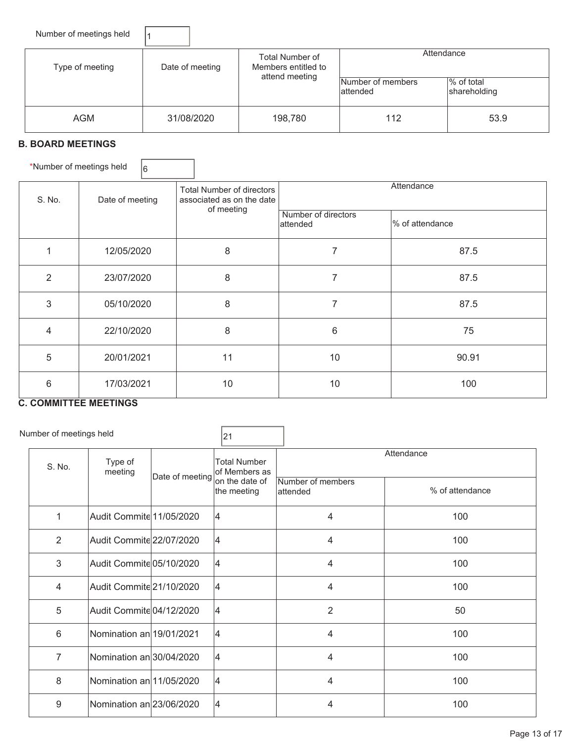Number of meetings held 1

| Type of meeting | Date of meeting | Total Number of Members entitled to attend meeting | Attendance | |
|---|---|---|---|---|
| | | | Number of members attended | % of total shareholding |
| AGM | 31/08/2020 | 198,780 | 112 | 53.9 |

**B. BOARD MEETINGS**

*Number of meetings held 6

| S. No. | Date of meeting | Total Number of directors associated as on the date of meeting | Attendance | |
|---|---|---|---|---|
| | | | Number of directors attended | % of attendance |
| 1 | 12/05/2020 | 8 | 7 | 87.5 |
| 2 | 23/07/2020 | 8 | 7 | 87.5 |
| 3 | 05/10/2020 | 8 | 7 | 87.5 |
| 4 | 22/10/2020 | 8 | 6 | 75 |
| 5 | 20/01/2021 | 11 | 10 | 90.91 |
| 6 | 17/03/2021 | 10 | 10 | 100 |

**C. COMMITTEE MEETINGS**

Number of meetings held 21

| S. No. | Type of meeting | Date of meeting | Total Number of Members as on the date of the meeting | Attendance | |
|---|---|---|---|---|---|
| | | | | Number of members attended | % of attendance |
| 1 | Audit Commite | 11/05/2020 | 4 | 4 | 100 |
| 2 | Audit Commite | 22/07/2020 | 4 | 4 | 100 |
| 3 | Audit Commite | 05/10/2020 | 4 | 4 | 100 |
| 4 | Audit Commite | 21/10/2020 | 4 | 4 | 100 |
| 5 | Audit Commite | 04/12/2020 | 4 | 2 | 50 |
| 6 | Nomination an | 19/01/2021 | 4 | 4 | 100 |
| 7 | Nomination an | 30/04/2020 | 4 | 4 | 100 |
| 8 | Nomination an | 11/05/2020 | 4 | 4 | 100 |
| 9 | Nomination an | 23/06/2020 | 4 | 4 | 100 |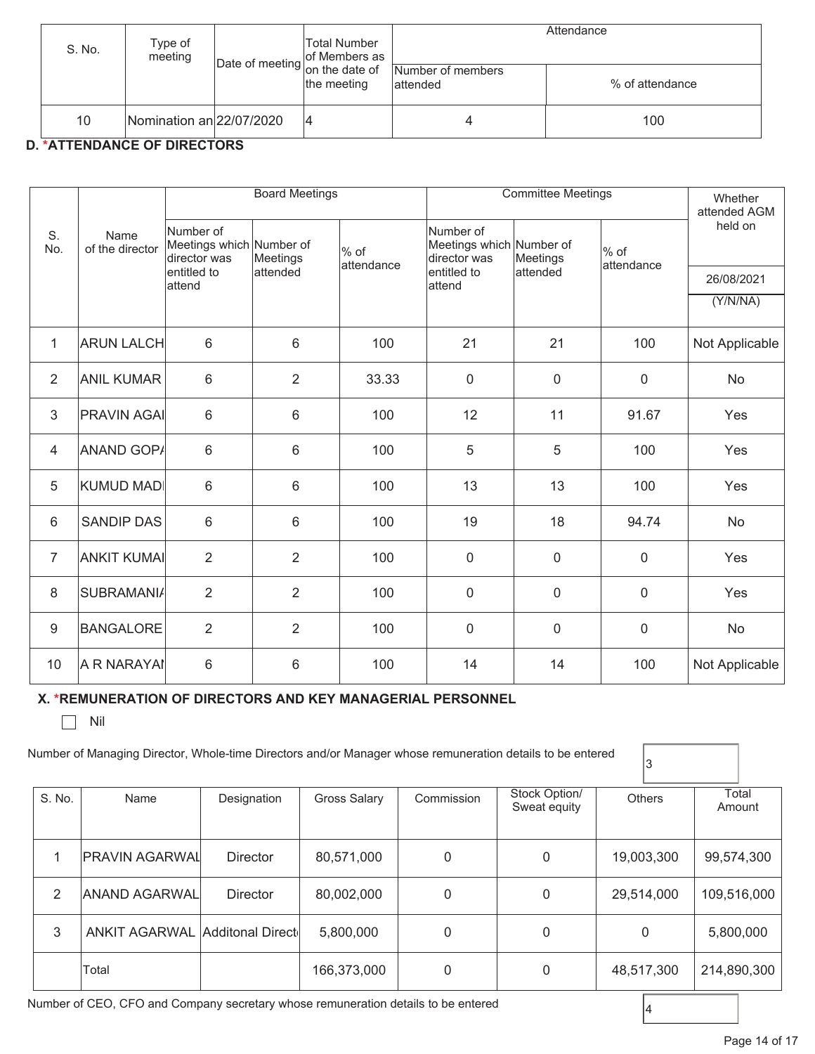| S. No. | Type of meeting | Date of meeting | Total Number of Members as on the date of the meeting | Attendance | |
|---|---|---|---|---|---|
| | | | | Number of members attended | % of attendance |
| 10 | Nomination an | 22/07/2020 | 4 | 4 | 100 |

### D. *ATTENDANCE OF DIRECTORS

| S. No. | Name of the director | Board Meetings | | | Committee Meetings | | | Whether attended AGM held on |
|---|---|---|---|---|---|---|---|---|
| | | Number of Meetings which director was entitled to attend | Number of Meetings attended | % of attendance | Number of Meetings which director was entitled to attend | Number of Meetings attended | % of attendance | 26/08/2021 (Y/N/NA) |
| 1 | ARUN LALCH | 6 | 6 | 100 | 21 | 21 | 100 | Not Applicable |
| 2 | ANIL KUMAR | 6 | 2 | 33.33 | 0 | 0 | 0 | No |
| 3 | PRAVIN AGAI | 6 | 6 | 100 | 12 | 11 | 91.67 | Yes |
| 4 | ANAND GOP/ | 6 | 6 | 100 | 5 | 5 | 100 | Yes |
| 5 | KUMUD MADI | 6 | 6 | 100 | 13 | 13 | 100 | Yes |
| 6 | SANDIP DAS | 6 | 6 | 100 | 19 | 18 | 94.74 | No |
| 7 | ANKIT KUMAI | 2 | 2 | 100 | 0 | 0 | 0 | Yes |
| 8 | SUBRAMANI/ | 2 | 2 | 100 | 0 | 0 | 0 | Yes |
| 9 | BANGALORE | 2 | 2 | 100 | 0 | 0 | 0 | No |
| 10 | A R NARAYAI | 6 | 6 | 100 | 14 | 14 | 100 | Not Applicable |

### X. *REMUNERATION OF DIRECTORS AND KEY MANAGERIAL PERSONNEL

☐ Nil

Number of Managing Director, Whole-time Directors and/or Manager whose remuneration details to be entered: 3

| S. No. | Name | Designation | Gross Salary | Commission | Stock Option/ Sweat equity | Others | Total Amount |
|---|---|---|---|---|---|---|---|
| 1 | PRAVIN AGARWAL | Director | 80,571,000 | 0 | 0 | 19,003,300 | 99,574,300 |
| 2 | ANAND AGARWAL | Director | 80,002,000 | 0 | 0 | 29,514,000 | 109,516,000 |
| 3 | ANKIT AGARWAL | Additonal Direct | 5,800,000 | 0 | 0 | 0 | 5,800,000 |
| | Total | | 166,373,000 | 0 | 0 | 48,517,300 | 214,890,300 |

Number of CEO, CFO and Company secretary whose remuneration details to be entered: 4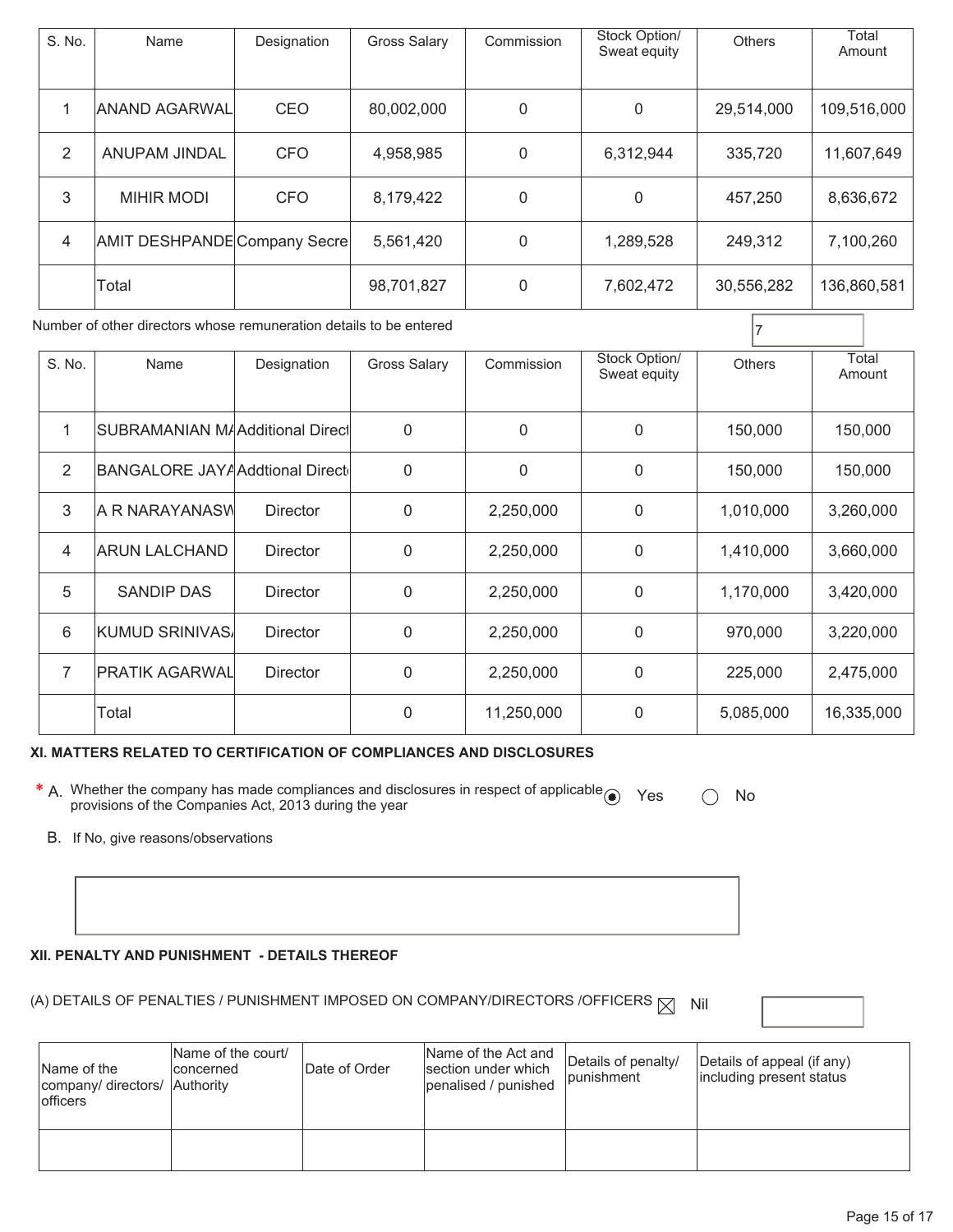| S. No. | Name | Designation | Gross Salary | Commission | Stock Option/ Sweat equity | Others | Total Amount |
|---|---|---|---|---|---|---|---|
| 1 | ANAND AGARWAL | CEO | 80,002,000 | 0 | 0 | 29,514,000 | 109,516,000 |
| 2 | ANUPAM JINDAL | CFO | 4,958,985 | 0 | 6,312,944 | 335,720 | 11,607,649 |
| 3 | MIHIR MODI | CFO | 8,179,422 | 0 | 0 | 457,250 | 8,636,672 |
| 4 | AMIT DESHPANDE | Company Secre | 5,561,420 | 0 | 1,289,528 | 249,312 | 7,100,260 |
| | Total | | 98,701,827 | 0 | 7,602,472 | 30,556,282 | 136,860,581 |

Number of other directors whose remuneration details to be entered: 7

| S. No. | Name | Designation | Gross Salary | Commission | Stock Option/ Sweat equity | Others | Total Amount |
|---|---|---|---|---|---|---|---|
| 1 | SUBRAMANIAN M/ | Additional Direct | 0 | 0 | 0 | 150,000 | 150,000 |
| 2 | BANGALORE JAYA | Addtional Direct | 0 | 0 | 0 | 150,000 | 150,000 |
| 3 | A R NARAYANASW | Director | 0 | 2,250,000 | 0 | 1,010,000 | 3,260,000 |
| 4 | ARUN LALCHAND | Director | 0 | 2,250,000 | 0 | 1,410,000 | 3,660,000 |
| 5 | SANDIP DAS | Director | 0 | 2,250,000 | 0 | 1,170,000 | 3,420,000 |
| 6 | KUMUD SRINIVAS/ | Director | 0 | 2,250,000 | 0 | 970,000 | 3,220,000 |
| 7 | PRATIK AGARWAL | Director | 0 | 2,250,000 | 0 | 225,000 | 2,475,000 |
| | Total | | 0 | 11,250,000 | 0 | 5,085,000 | 16,335,000 |

### XI. MATTERS RELATED TO CERTIFICATION OF COMPLIANCES AND DISCLOSURES

\* A. Whether the company has made compliances and disclosures in respect of applicable provisions of the Companies Act, 2013 during the year  ◉ Yes  ○ No

B. If No, give reasons/observations

### XII. PENALTY AND PUNISHMENT - DETAILS THEREOF

(A) DETAILS OF PENALTIES / PUNISHMENT IMPOSED ON COMPANY/DIRECTORS /OFFICERS ☒ Nil

| Name of the company/ directors/ officers | Name of the court/ concerned Authority | Date of Order | Name of the Act and section under which penalised / punished | Details of penalty/ punishment | Details of appeal (if any) including present status |
|---|---|---|---|---|---|
| | | | | | |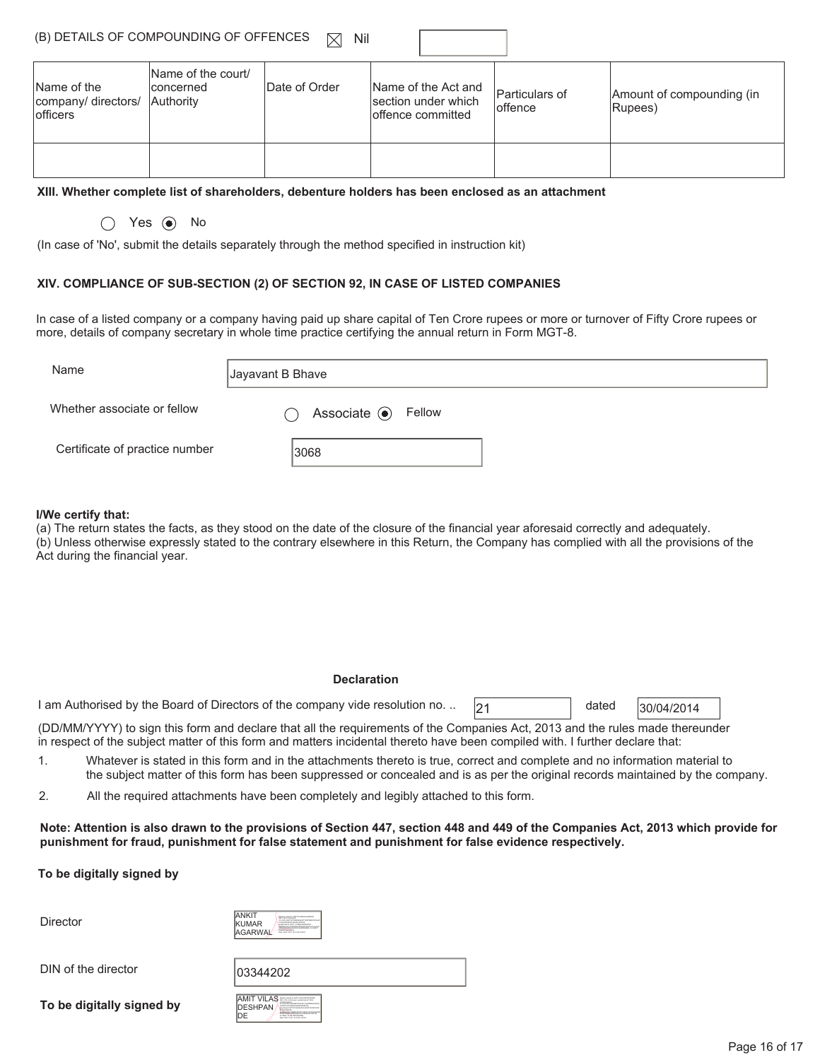(B) DETAILS OF COMPOUNDING OF OFFENCES ☒ Nil

| Name of the company/ directors/ officers | Name of the court/ concerned Authority | Date of Order | Name of the Act and section under which offence committed | Particulars of offence | Amount of compounding (in Rupees) |
|---|---|---|---|---|---|
| | | | | | |

**XIII. Whether complete list of shareholders, debenture holders has been enclosed as an attachment**

○ Yes ◉ No

(In case of 'No', submit the details separately through the method specified in instruction kit)

**XIV. COMPLIANCE OF SUB-SECTION (2) OF SECTION 92, IN CASE OF LISTED COMPANIES**

In case of a listed company or a company having paid up share capital of Ten Crore rupees or more or turnover of Fifty Crore rupees or more, details of company secretary in whole time practice certifying the annual return in Form MGT-8.

Name: Jayavant B Bhave

Whether associate or fellow: ○ Associate ◉ Fellow

Certificate of practice number: 3068

**I/We certify that:**

(a) The return states the facts, as they stood on the date of the closure of the financial year aforesaid correctly and adequately.

(b) Unless otherwise expressly stated to the contrary elsewhere in this Return, the Company has complied with all the provisions of the Act during the financial year.

**Declaration**

I am Authorised by the Board of Directors of the company vide resolution no. .. 21 dated 30/04/2014 (DD/MM/YYYY) to sign this form and declare that all the requirements of the Companies Act, 2013 and the rules made thereunder in respect of the subject matter of this form and matters incidental thereto have been compiled with. I further declare that:

1. Whatever is stated in this form and in the attachments thereto is true, correct and complete and no information material to the subject matter of this form has been suppressed or concealed and is as per the original records maintained by the company.
2. All the required attachments have been completely and legibly attached to this form.

**Note: Attention is also drawn to the provisions of Section 447, section 448 and 449 of the Companies Act, 2013 which provide for punishment for fraud, punishment for false statement and punishment for false evidence respectively.**

**To be digitally signed by**

Director: ANKIT KUMAR AGARWAL

DIN of the director: 03344202

**To be digitally signed by**: AMIT VILAS DESHPANDE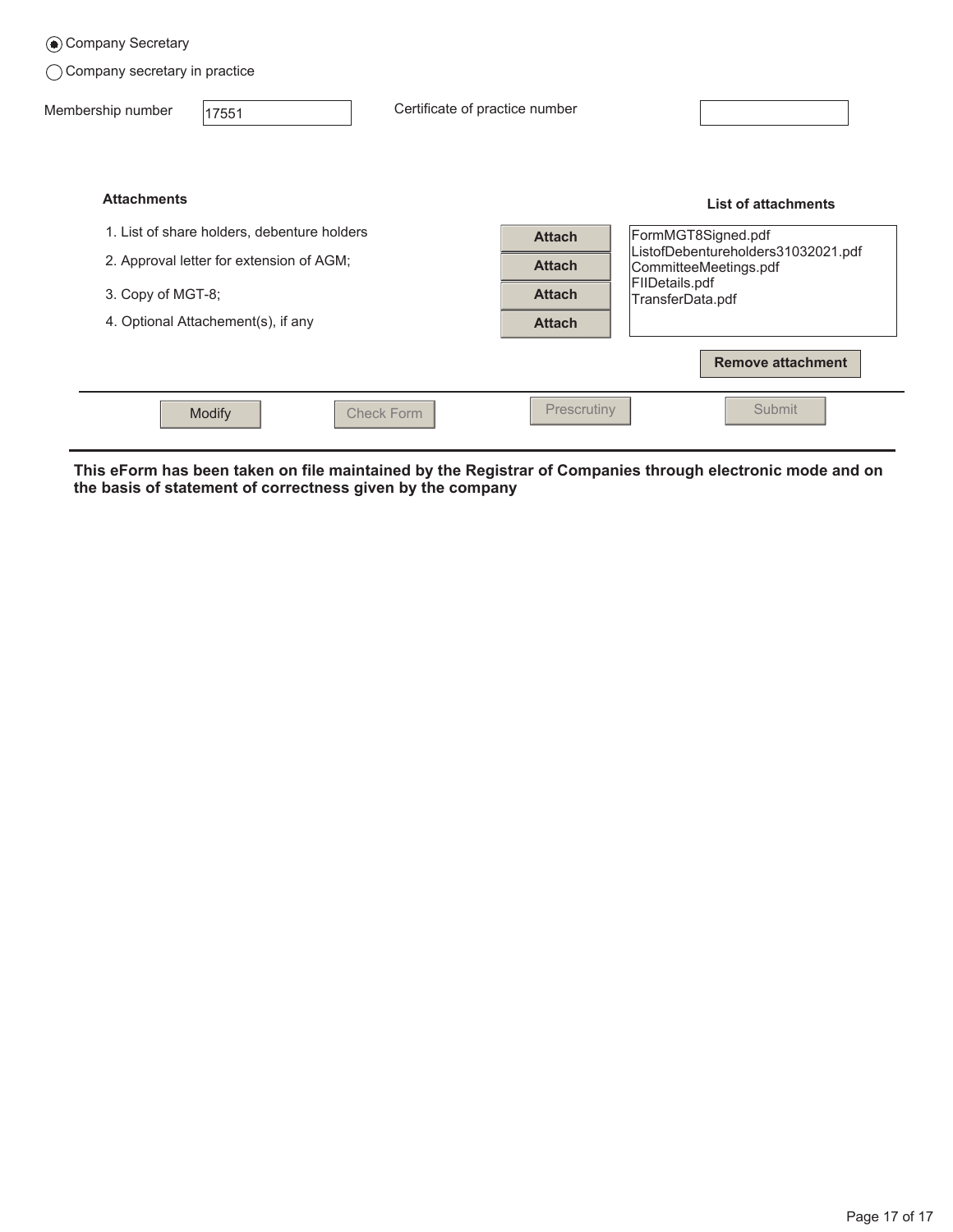(●) Company Secretary

( ) Company secretary in practice

Membership number: 17551

Certificate of practice number:

**Attachments**

1. List of share holders, debenture holders — Attach
2. Approval letter for extension of AGM; — Attach
3. Copy of MGT-8; — Attach
4. Optional Attachement(s), if any — Attach

**List of attachments**

FormMGT8Signed.pdf
ListofDebentureholders31032021.pdf
CommitteeMeetings.pdf
FIIDetails.pdf
TransferData.pdf

Remove attachment

Modify | Check Form | Prescrutiny | Submit

**This eForm has been taken on file maintained by the Registrar of Companies through electronic mode and on the basis of statement of correctness given by the company**